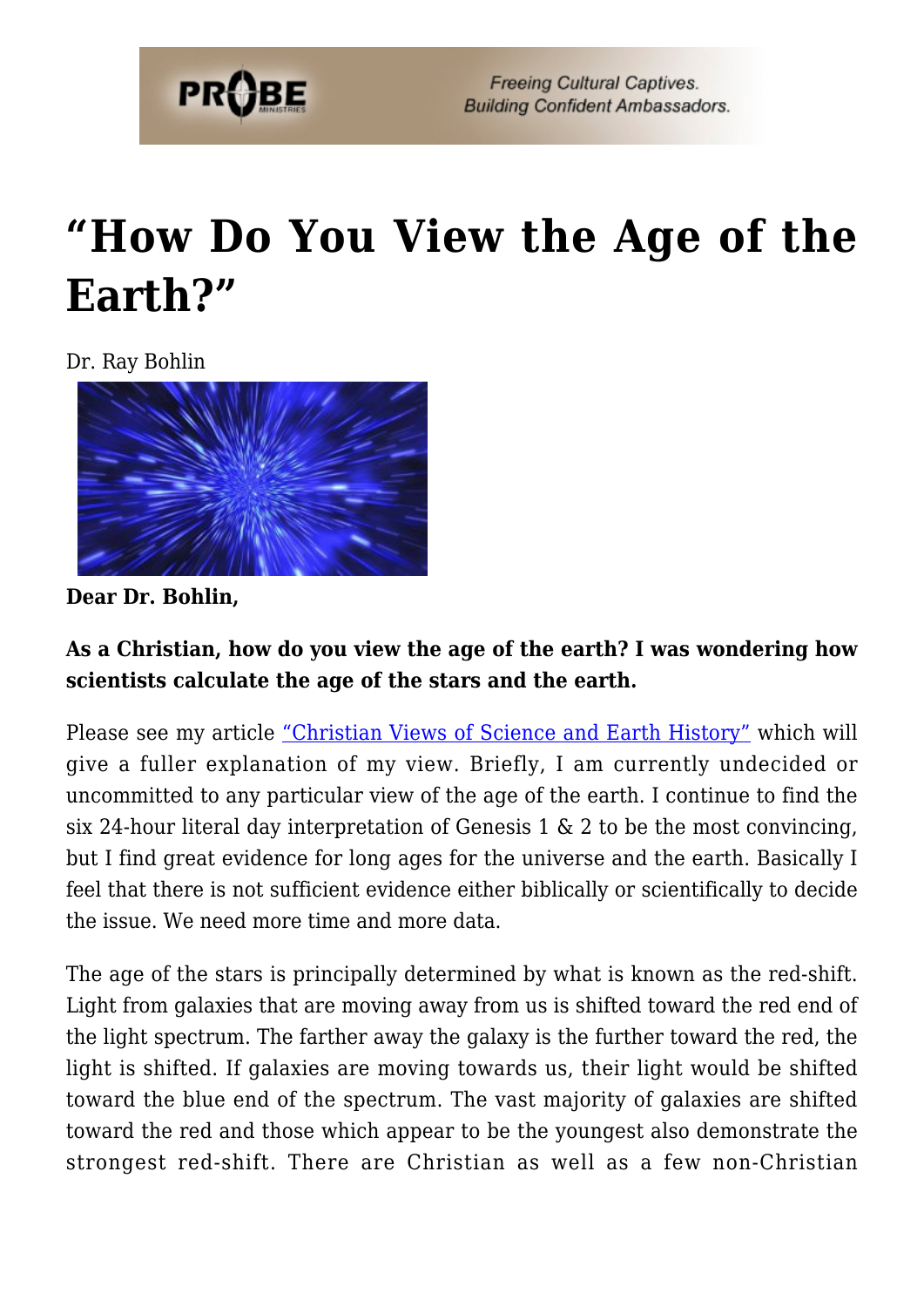# "How Do You View the Age of the Earth?"

Dr. Ray Bohlin

**Dear Dr. Bohlin,**

**As a Christian, how do you view the age of the earth? I was wondering how scientists calculate the age of the stars and the earth.**

Please see my article "Christian Views of Science and Earth History" which will give a fuller explanation of my view. Briefly, I am currently undecided or uncommitted to any particular view of the age of the earth. I continue to find the six 24-hour literal day interpretation of Genesis 1 & 2 to be the most convincing, but I find great evidence for long ages for the universe and the earth. Basically I feel that there is not sufficient evidence either biblically or scientifically to decide the issue. We need more time and more data.

The age of the stars is principally determined by what is known as the red-shift. Light from galaxies that are moving away from us is shifted toward the red end of the light spectrum. The farther away the galaxy is the further toward the red, the light is shifted. If galaxies are moving towards us, their light would be shifted toward the blue end of the spectrum. The vast majority of galaxies are shifted toward the red and those which appear to be the youngest also demonstrate the strongest red-shift. There are Christian as well as a few non-Christian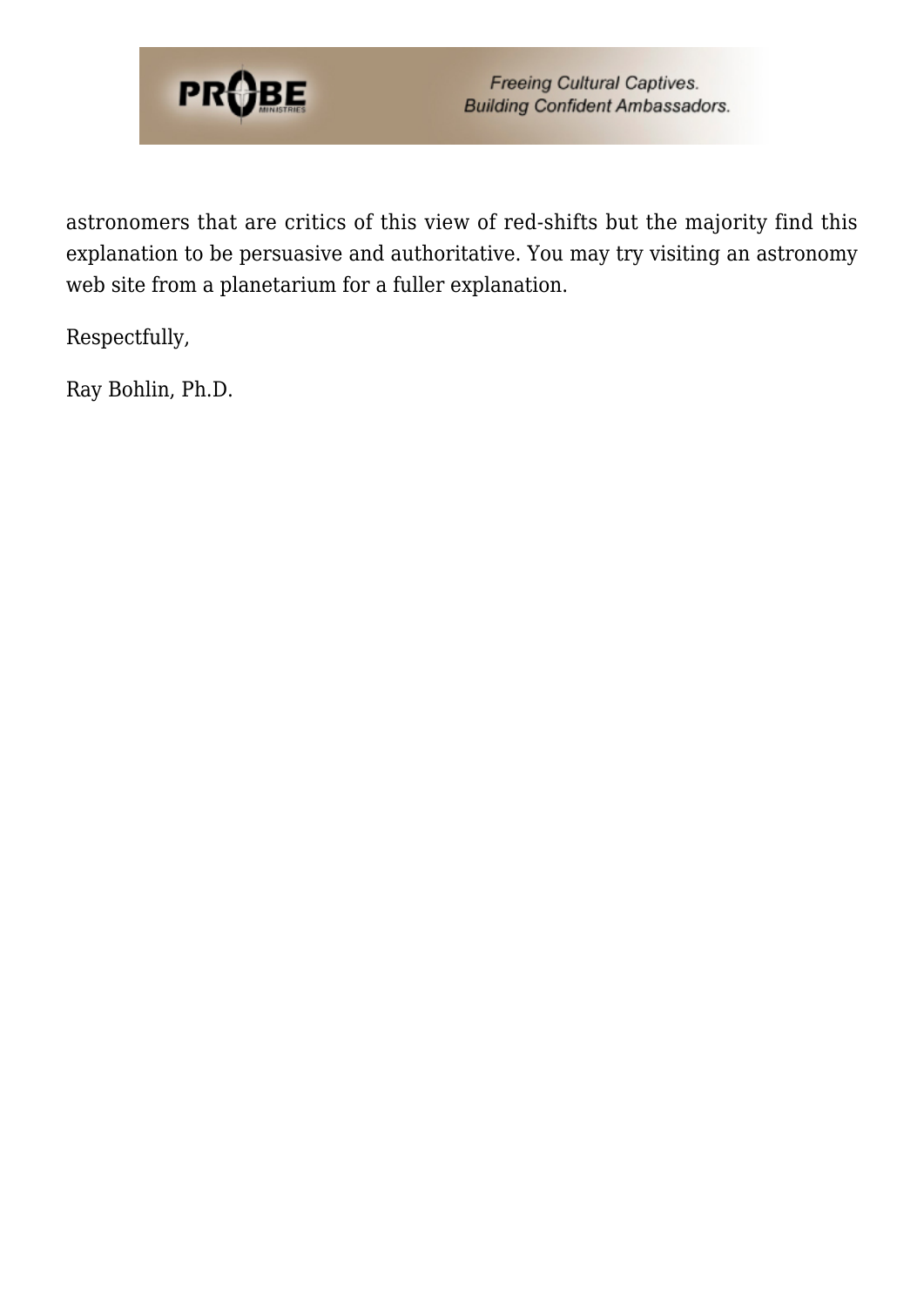astronomers that are critics of this view of red-shifts but the majority find this explanation to be persuasive and authoritative. You may try visiting an astronomy web site from a planetarium for a fuller explanation.

Respectfully,

Ray Bohlin, Ph.D.